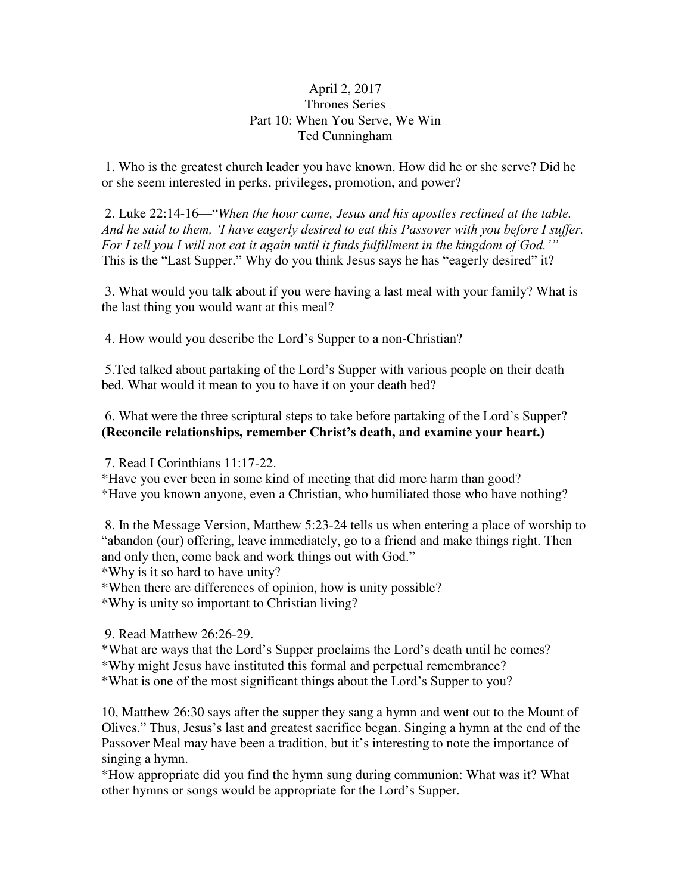April 2, 2017
Thrones Series
Part 10: When You Serve, We Win
Ted Cunningham

1. Who is the greatest church leader you have known. How did he or she serve? Did he or she seem interested in perks, privileges, promotion, and power?

2. Luke 22:14-16—"*When the hour came, Jesus and his apostles reclined at the table. And he said to them, 'I have eagerly desired to eat this Passover with you before I suffer. For I tell you I will not eat it again until it finds fulfillment in the kingdom of God.'*" This is the "Last Supper." Why do you think Jesus says he has "eagerly desired" it?

3. What would you talk about if you were having a last meal with your family? What is the last thing you would want at this meal?

4. How would you describe the Lord's Supper to a non-Christian?

5.Ted talked about partaking of the Lord's Supper with various people on their death bed. What would it mean to you to have it on your death bed?

6. What were the three scriptural steps to take before partaking of the Lord's Supper? **(Reconcile relationships, remember Christ's death, and examine your heart.)**

7. Read I Corinthians 11:17-22.
*Have you ever been in some kind of meeting that did more harm than good?
*Have you known anyone, even a Christian, who humiliated those who have nothing?

8. In the Message Version, Matthew 5:23-24 tells us when entering a place of worship to "abandon (our) offering, leave immediately, go to a friend and make things right. Then and only then, come back and work things out with God."
*Why is it so hard to have unity?
*When there are differences of opinion, how is unity possible?
*Why is unity so important to Christian living?

9. Read Matthew 26:26-29.
*What are ways that the Lord's Supper proclaims the Lord's death until he comes?
*Why might Jesus have instituted this formal and perpetual remembrance?
*What is one of the most significant things about the Lord's Supper to you?

10, Matthew 26:30 says after the supper they sang a hymn and went out to the Mount of Olives." Thus, Jesus's last and greatest sacrifice began. Singing a hymn at the end of the Passover Meal may have been a tradition, but it's interesting to note the importance of singing a hymn.
*How appropriate did you find the hymn sung during communion: What was it? What other hymns or songs would be appropriate for the Lord's Supper.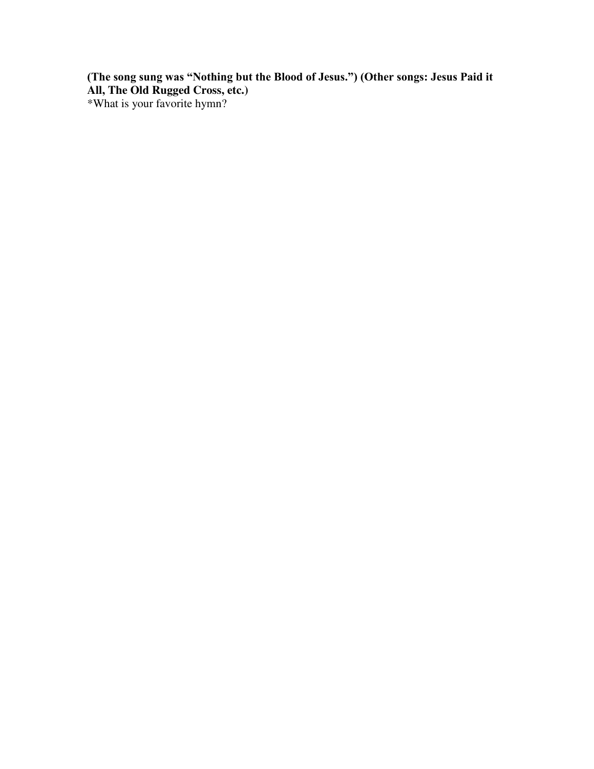**(The song sung was "Nothing but the Blood of Jesus.") (Other songs: Jesus Paid it All, The Old Rugged Cross, etc.)**
*What is your favorite hymn?